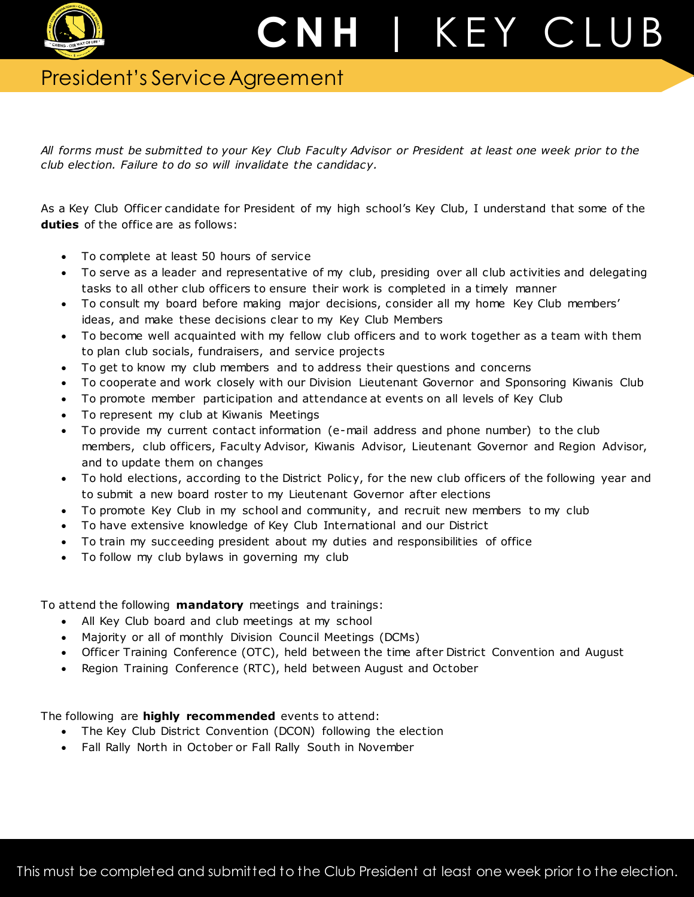# CNH | KEY CLUB

## President's Service Agreement

*All forms must be submitted to your Key Club Faculty Advisor or President at least one week prior to the club election. Failure to do so will invalidate the candidacy.*

As a Key Club Officer candidate for President of my high school's Key Club, I understand that some of the **duties** of the office are as follows:

- To complete at least 50 hours of service
- To serve as a leader and representative of my club, presiding over all club activities and delegating tasks to all other club officers to ensure their work is completed in a timely manner
- To consult my board before making major decisions, consider all my home Key Club members' ideas, and make these decisions clear to my Key Club Members
- To become well acquainted with my fellow club officers and to work together as a team with them to plan club socials, fundraisers, and service projects
- To get to know my club members and to address their questions and concerns
- To cooperate and work closely with our Division Lieutenant Governor and Sponsoring Kiwanis Club
- To promote member participation and attendance at events on all levels of Key Club
- To represent my club at Kiwanis Meetings
- To provide my current contact information (e-mail address and phone number) to the club members, club officers, Faculty Advisor, Kiwanis Advisor, Lieutenant Governor and Region Advisor, and to update them on changes
- To hold elections, according to the District Policy, for the new club officers of the following year and to submit a new board roster to my Lieutenant Governor after elections
- To promote Key Club in my school and community, and recruit new members to my club
- To have extensive knowledge of Key Club International and our District
- To train my succeeding president about my duties and responsibilities of office
- To follow my club bylaws in governing my club

To attend the following **mandatory** meetings and trainings:

- All Key Club board and club meetings at my school
- Majority or all of monthly Division Council Meetings (DCMs)
- Officer Training Conference (OTC), held between the time after District Convention and August
- Region Training Conference (RTC), held between August and October

The following are **highly recommended** events to attend:

- The Key Club District Convention (DCON) following the election
- Fall Rally North in October or Fall Rally South in November

This must be completed and submitted to the Club President at least one week prior to the election.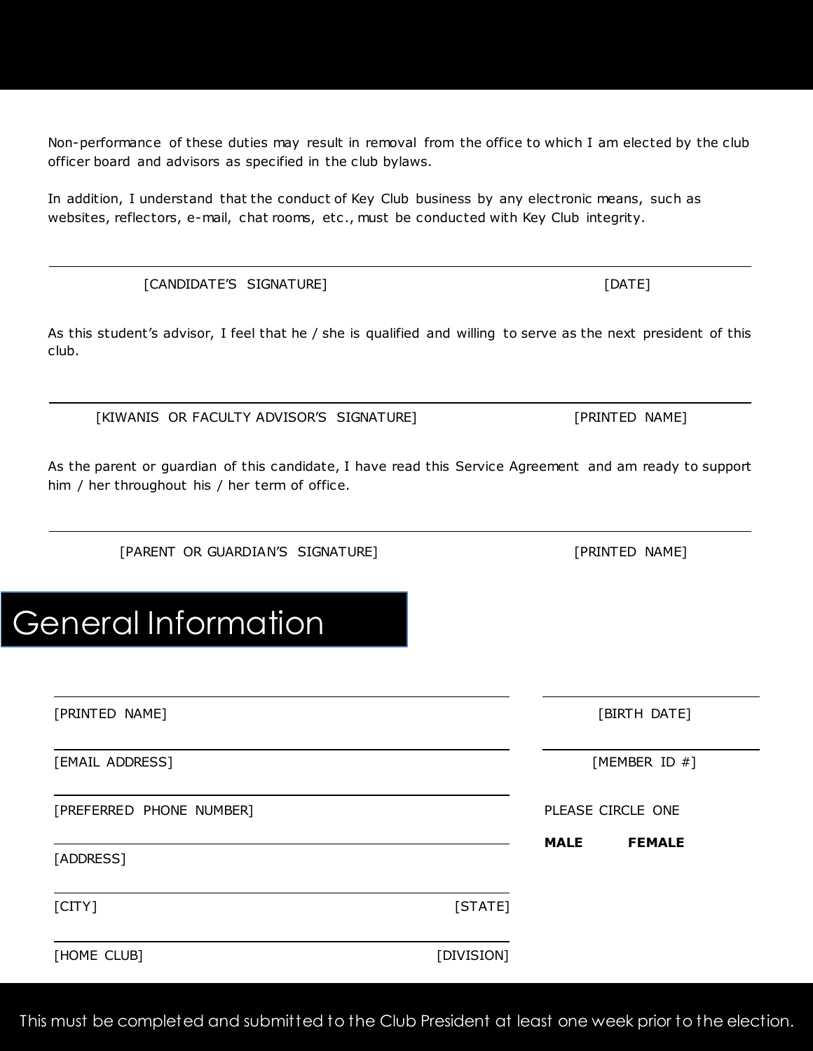Non-performance of these duties may result in removal from the office to which I am elected by the club officer board and advisors as specified in the club bylaws.

In addition, I understand that the conduct of Key Club business by any electronic means, such as websites, reflectors, e-mail, chat rooms, etc., must be conducted with Key Club integrity.

______________________________________________________________________

[CANDIDATE'S SIGNATURE] [DATE]

As this student's advisor, I feel that he / she is qualified and willing to serve as the next president of this club.

______________________________________________________________________

[KIWANIS OR FACULTY ADVISOR'S SIGNATURE] [PRINTED NAME]

As the parent or guardian of this candidate, I have read this Service Agreement and am ready to support him / her throughout his / her term of office.

______________________________________________________________________

[PARENT OR GUARDIAN'S SIGNATURE] [PRINTED NAME]

# General Information

______________________________________________

[PRINTED NAME]

______________________________________________

[EMAIL ADDRESS]

______________________________________________

[PREFERRED PHONE NUMBER]

______________________________________________

[ADDRESS]

______________________________________________

[CITY] [STATE]

______________________________________________

[HOME CLUB] [DIVISION]

______________________

[BIRTH DATE]

______________________

[MEMBER ID #]

PLEASE CIRCLE ONE

**MALE** **FEMALE**

This must be completed and submitted to the Club President at least one week prior to the election.